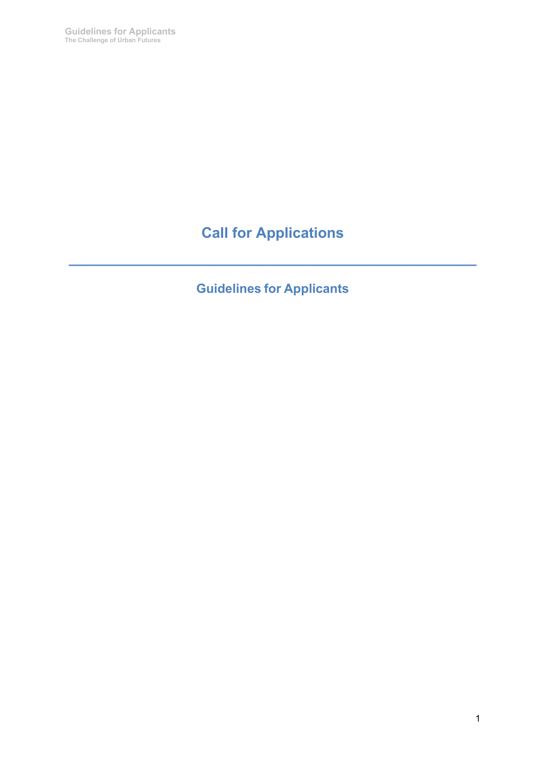# Call for Applications

---

## Guidelines for Applicants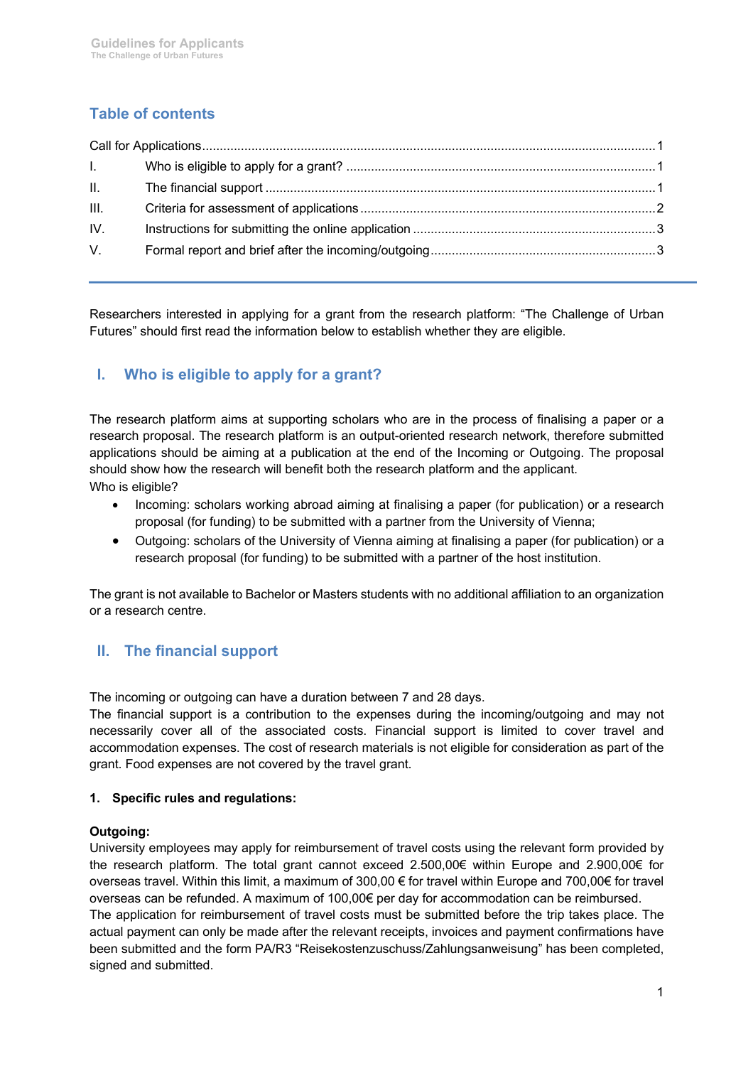## Table of contents

| | | |
|---|---|---|
| Call for Applications | | 1 |
| I. | Who is eligible to apply for a grant? | 1 |
| II. | The financial support | 1 |
| III. | Criteria for assessment of applications | 2 |
| IV. | Instructions for submitting the online application | 3 |
| V. | Formal report and brief after the incoming/outgoing | 3 |

---

Researchers interested in applying for a grant from the research platform: "The Challenge of Urban Futures" should first read the information below to establish whether they are eligible.

## I. Who is eligible to apply for a grant?

The research platform aims at supporting scholars who are in the process of finalising a paper or a research proposal. The research platform is an output-oriented research network, therefore submitted applications should be aiming at a publication at the end of the Incoming or Outgoing. The proposal should show how the research will benefit both the research platform and the applicant.
Who is eligible?

- Incoming: scholars working abroad aiming at finalising a paper (for publication) or a research proposal (for funding) to be submitted with a partner from the University of Vienna;
- Outgoing: scholars of the University of Vienna aiming at finalising a paper (for publication) or a research proposal (for funding) to be submitted with a partner of the host institution.

The grant is not available to Bachelor or Masters students with no additional affiliation to an organization or a research centre.

## II. The financial support

The incoming or outgoing can have a duration between 7 and 28 days.
The financial support is a contribution to the expenses during the incoming/outgoing and may not necessarily cover all of the associated costs. Financial support is limited to cover travel and accommodation expenses. The cost of research materials is not eligible for consideration as part of the grant. Food expenses are not covered by the travel grant.

**1. Specific rules and regulations:**

**Outgoing:**
University employees may apply for reimbursement of travel costs using the relevant form provided by the research platform. The total grant cannot exceed 2.500,00€ within Europe and 2.900,00€ for overseas travel. Within this limit, a maximum of 300,00 € for travel within Europe and 700,00€ for travel overseas can be refunded. A maximum of 100,00€ per day for accommodation can be reimbursed.
The application for reimbursement of travel costs must be submitted before the trip takes place. The actual payment can only be made after the relevant receipts, invoices and payment confirmations have been submitted and the form PA/R3 "Reisekostenzuschuss/Zahlungsanweisung" has been completed, signed and submitted.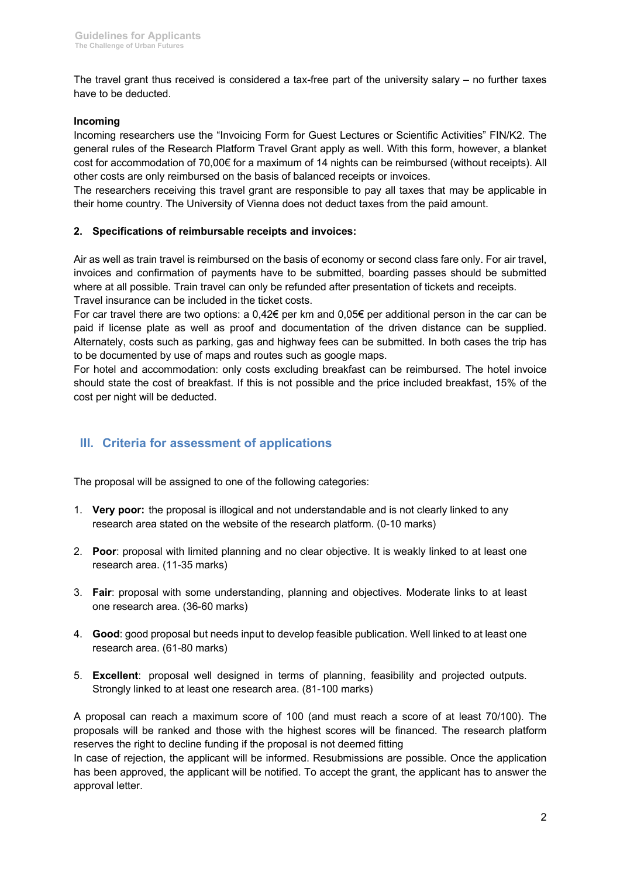The travel grant thus received is considered a tax-free part of the university salary – no further taxes have to be deducted.

**Incoming**

Incoming researchers use the "Invoicing Form for Guest Lectures or Scientific Activities" FIN/K2. The general rules of the Research Platform Travel Grant apply as well. With this form, however, a blanket cost for accommodation of 70,00€ for a maximum of 14 nights can be reimbursed (without receipts). All other costs are only reimbursed on the basis of balanced receipts or invoices.

The researchers receiving this travel grant are responsible to pay all taxes that may be applicable in their home country. The University of Vienna does not deduct taxes from the paid amount.

**2. Specifications of reimbursable receipts and invoices:**

Air as well as train travel is reimbursed on the basis of economy or second class fare only. For air travel, invoices and confirmation of payments have to be submitted, boarding passes should be submitted where at all possible. Train travel can only be refunded after presentation of tickets and receipts.
Travel insurance can be included in the ticket costs.

For car travel there are two options: a 0,42€ per km and 0,05€ per additional person in the car can be paid if license plate as well as proof and documentation of the driven distance can be supplied. Alternately, costs such as parking, gas and highway fees can be submitted. In both cases the trip has to be documented by use of maps and routes such as google maps.

For hotel and accommodation: only costs excluding breakfast can be reimbursed. The hotel invoice should state the cost of breakfast. If this is not possible and the price included breakfast, 15% of the cost per night will be deducted.

## III. Criteria for assessment of applications

The proposal will be assigned to one of the following categories:

1. **Very poor:** the proposal is illogical and not understandable and is not clearly linked to any research area stated on the website of the research platform. (0-10 marks)

2. **Poor**: proposal with limited planning and no clear objective. It is weakly linked to at least one research area. (11-35 marks)

3. **Fair**: proposal with some understanding, planning and objectives. Moderate links to at least one research area. (36-60 marks)

4. **Good**: good proposal but needs input to develop feasible publication. Well linked to at least one research area. (61-80 marks)

5. **Excellent**: proposal well designed in terms of planning, feasibility and projected outputs. Strongly linked to at least one research area. (81-100 marks)

A proposal can reach a maximum score of 100 (and must reach a score of at least 70/100). The proposals will be ranked and those with the highest scores will be financed. The research platform reserves the right to decline funding if the proposal is not deemed fitting

In case of rejection, the applicant will be informed. Resubmissions are possible. Once the application has been approved, the applicant will be notified. To accept the grant, the applicant has to answer the approval letter.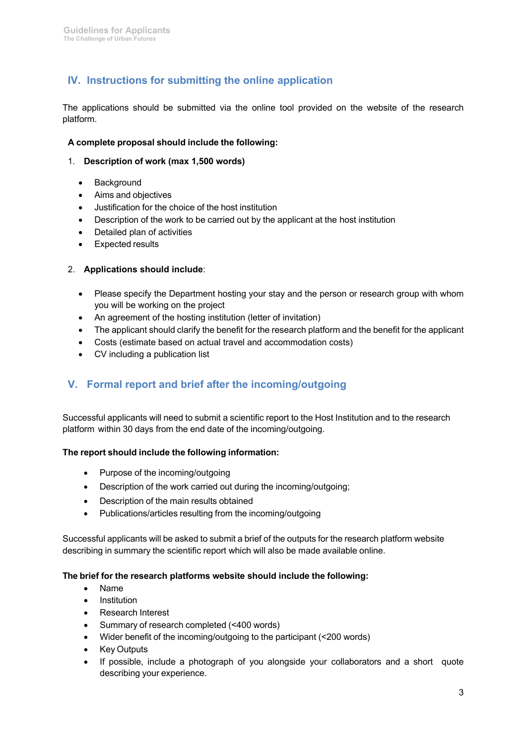## IV. Instructions for submitting the online application

The applications should be submitted via the online tool provided on the website of the research platform.

**A complete proposal should include the following:**

1. **Description of work (max 1,500 words)**

   - Background
   - Aims and objectives
   - Justification for the choice of the host institution
   - Description of the work to be carried out by the applicant at the host institution
   - Detailed plan of activities
   - Expected results

2. **Applications should include**:

   - Please specify the Department hosting your stay and the person or research group with whom you will be working on the project
   - An agreement of the hosting institution (letter of invitation)
   - The applicant should clarify the benefit for the research platform and the benefit for the applicant
   - Costs (estimate based on actual travel and accommodation costs)
   - CV including a publication list

## V. Formal report and brief after the incoming/outgoing

Successful applicants will need to submit a scientific report to the Host Institution and to the research platform within 30 days from the end date of the incoming/outgoing.

**The report should include the following information:**

- Purpose of the incoming/outgoing
- Description of the work carried out during the incoming/outgoing;
- Description of the main results obtained
- Publications/articles resulting from the incoming/outgoing

Successful applicants will be asked to submit a brief of the outputs for the research platform website describing in summary the scientific report which will also be made available online.

**The brief for the research platforms website should include the following:**

- Name
- Institution
- Research Interest
- Summary of research completed (<400 words)
- Wider benefit of the incoming/outgoing to the participant (<200 words)
- Key Outputs
- If possible, include a photograph of you alongside your collaborators and a short quote describing your experience.